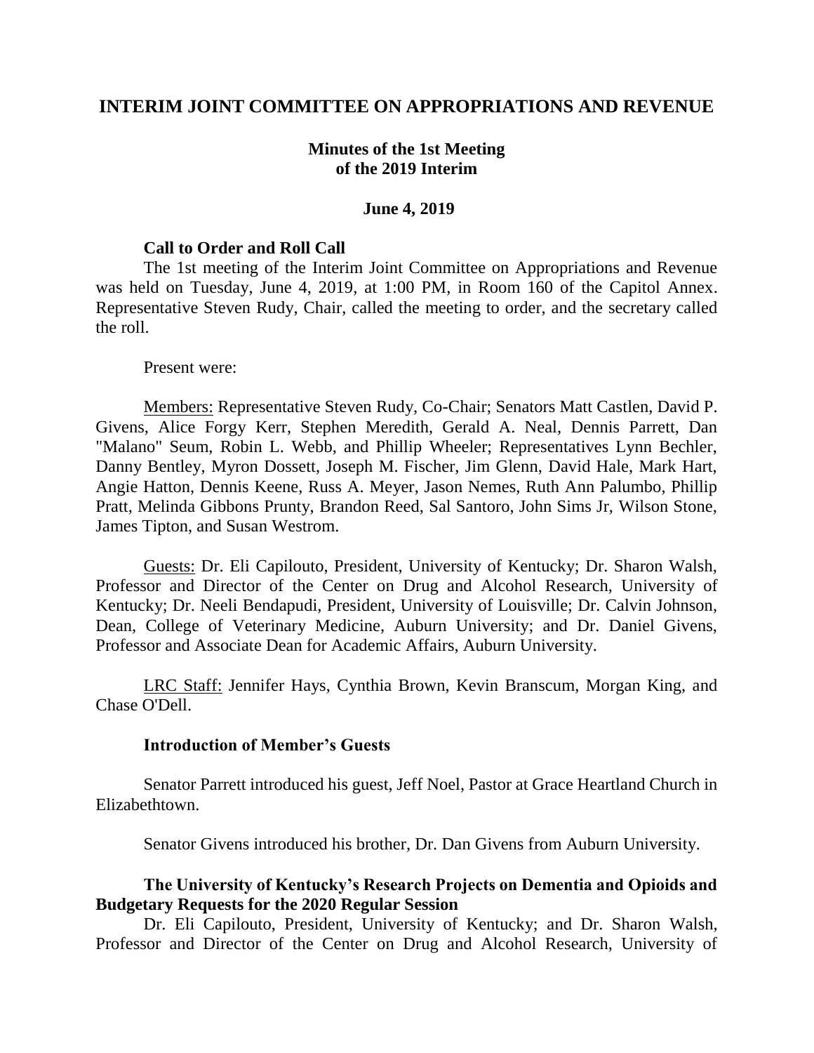# INTERIM JOINT COMMITTEE ON APPROPRIATIONS AND REVENUE

## Minutes of the 1st Meeting of the 2019 Interim

## June 4, 2019

### Call to Order and Roll Call

The 1st meeting of the Interim Joint Committee on Appropriations and Revenue was held on Tuesday, June 4, 2019, at 1:00 PM, in Room 160 of the Capitol Annex. Representative Steven Rudy, Chair, called the meeting to order, and the secretary called the roll.

Present were:

Members: Representative Steven Rudy, Co-Chair; Senators Matt Castlen, David P. Givens, Alice Forgy Kerr, Stephen Meredith, Gerald A. Neal, Dennis Parrett, Dan "Malano" Seum, Robin L. Webb, and Phillip Wheeler; Representatives Lynn Bechler, Danny Bentley, Myron Dossett, Joseph M. Fischer, Jim Glenn, David Hale, Mark Hart, Angie Hatton, Dennis Keene, Russ A. Meyer, Jason Nemes, Ruth Ann Palumbo, Phillip Pratt, Melinda Gibbons Prunty, Brandon Reed, Sal Santoro, John Sims Jr, Wilson Stone, James Tipton, and Susan Westrom.

Guests: Dr. Eli Capilouto, President, University of Kentucky; Dr. Sharon Walsh, Professor and Director of the Center on Drug and Alcohol Research, University of Kentucky; Dr. Neeli Bendapudi, President, University of Louisville; Dr. Calvin Johnson, Dean, College of Veterinary Medicine, Auburn University; and Dr. Daniel Givens, Professor and Associate Dean for Academic Affairs, Auburn University.

LRC Staff: Jennifer Hays, Cynthia Brown, Kevin Branscum, Morgan King, and Chase O'Dell.

### Introduction of Member's Guests

Senator Parrett introduced his guest, Jeff Noel, Pastor at Grace Heartland Church in Elizabethtown.

Senator Givens introduced his brother, Dr. Dan Givens from Auburn University.

### The University of Kentucky's Research Projects on Dementia and Opioids and Budgetary Requests for the 2020 Regular Session

Dr. Eli Capilouto, President, University of Kentucky; and Dr. Sharon Walsh, Professor and Director of the Center on Drug and Alcohol Research, University of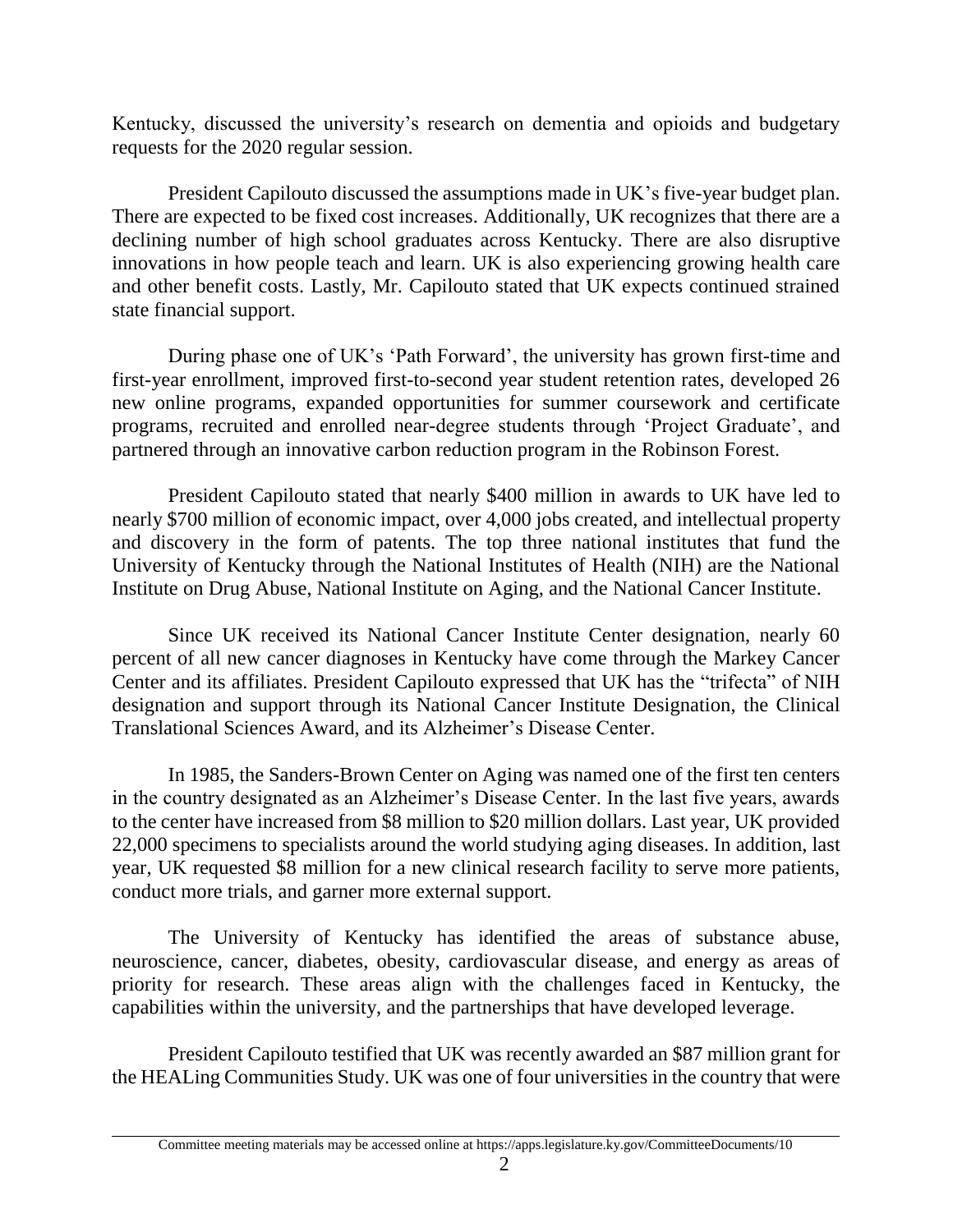Kentucky, discussed the university's research on dementia and opioids and budgetary requests for the 2020 regular session.

President Capilouto discussed the assumptions made in UK's five-year budget plan. There are expected to be fixed cost increases. Additionally, UK recognizes that there are a declining number of high school graduates across Kentucky. There are also disruptive innovations in how people teach and learn. UK is also experiencing growing health care and other benefit costs. Lastly, Mr. Capilouto stated that UK expects continued strained state financial support.

During phase one of UK's 'Path Forward', the university has grown first-time and first-year enrollment, improved first-to-second year student retention rates, developed 26 new online programs, expanded opportunities for summer coursework and certificate programs, recruited and enrolled near-degree students through 'Project Graduate', and partnered through an innovative carbon reduction program in the Robinson Forest.

President Capilouto stated that nearly $400 million in awards to UK have led to nearly $700 million of economic impact, over 4,000 jobs created, and intellectual property and discovery in the form of patents. The top three national institutes that fund the University of Kentucky through the National Institutes of Health (NIH) are the National Institute on Drug Abuse, National Institute on Aging, and the National Cancer Institute.

Since UK received its National Cancer Institute Center designation, nearly 60 percent of all new cancer diagnoses in Kentucky have come through the Markey Cancer Center and its affiliates. President Capilouto expressed that UK has the "trifecta" of NIH designation and support through its National Cancer Institute Designation, the Clinical Translational Sciences Award, and its Alzheimer's Disease Center.

In 1985, the Sanders-Brown Center on Aging was named one of the first ten centers in the country designated as an Alzheimer's Disease Center. In the last five years, awards to the center have increased from $8 million to $20 million dollars. Last year, UK provided 22,000 specimens to specialists around the world studying aging diseases. In addition, last year, UK requested $8 million for a new clinical research facility to serve more patients, conduct more trials, and garner more external support.

The University of Kentucky has identified the areas of substance abuse, neuroscience, cancer, diabetes, obesity, cardiovascular disease, and energy as areas of priority for research. These areas align with the challenges faced in Kentucky, the capabilities within the university, and the partnerships that have developed leverage.

President Capilouto testified that UK was recently awarded an $87 million grant for the HEALing Communities Study. UK was one of four universities in the country that were

Committee meeting materials may be accessed online at https://apps.legislature.ky.gov/CommitteeDocuments/10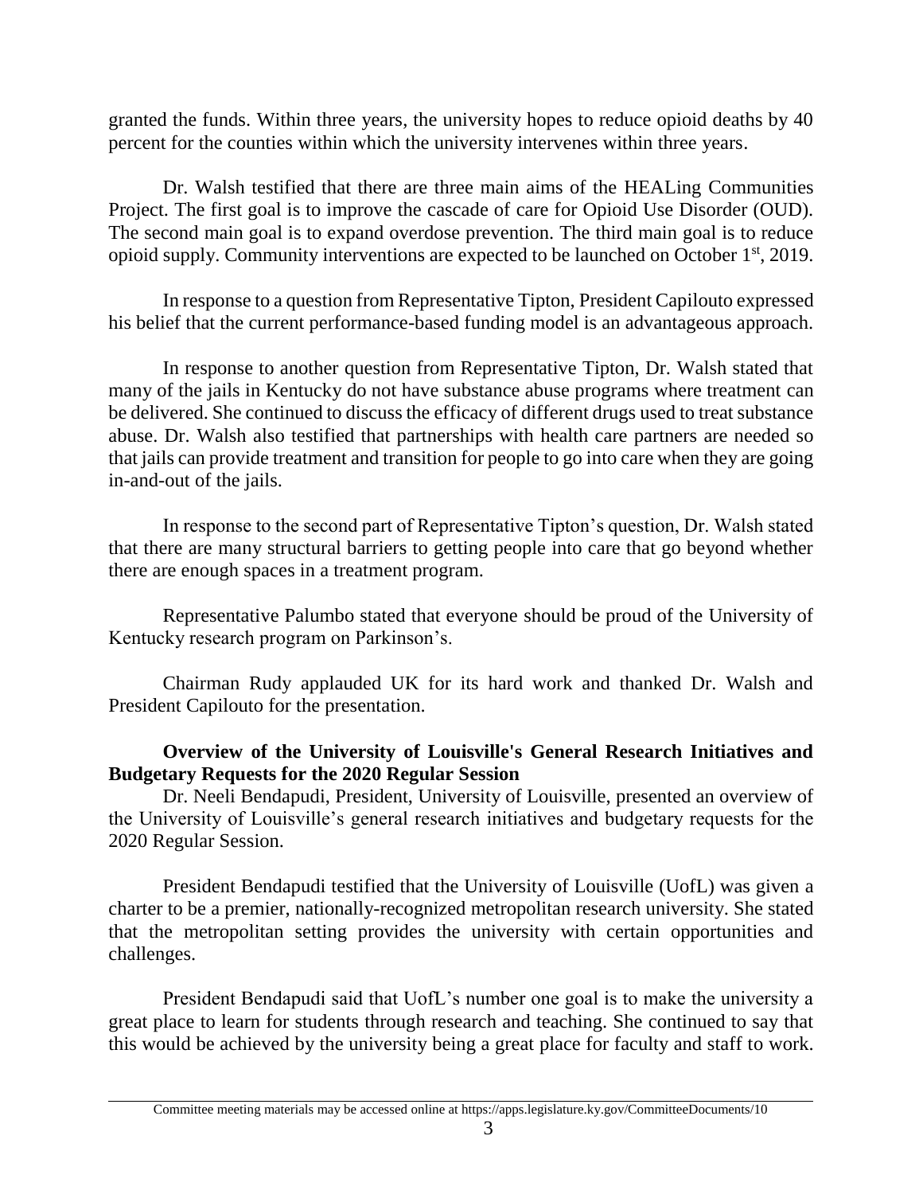granted the funds. Within three years, the university hopes to reduce opioid deaths by 40 percent for the counties within which the university intervenes within three years.

Dr. Walsh testified that there are three main aims of the HEALing Communities Project. The first goal is to improve the cascade of care for Opioid Use Disorder (OUD). The second main goal is to expand overdose prevention. The third main goal is to reduce opioid supply. Community interventions are expected to be launched on October 1st, 2019.

In response to a question from Representative Tipton, President Capilouto expressed his belief that the current performance-based funding model is an advantageous approach.

In response to another question from Representative Tipton, Dr. Walsh stated that many of the jails in Kentucky do not have substance abuse programs where treatment can be delivered. She continued to discuss the efficacy of different drugs used to treat substance abuse. Dr. Walsh also testified that partnerships with health care partners are needed so that jails can provide treatment and transition for people to go into care when they are going in-and-out of the jails.

In response to the second part of Representative Tipton's question, Dr. Walsh stated that there are many structural barriers to getting people into care that go beyond whether there are enough spaces in a treatment program.

Representative Palumbo stated that everyone should be proud of the University of Kentucky research program on Parkinson's.

Chairman Rudy applauded UK for its hard work and thanked Dr. Walsh and President Capilouto for the presentation.

**Overview of the University of Louisville's General Research Initiatives and Budgetary Requests for the 2020 Regular Session**

Dr. Neeli Bendapudi, President, University of Louisville, presented an overview of the University of Louisville's general research initiatives and budgetary requests for the 2020 Regular Session.

President Bendapudi testified that the University of Louisville (UofL) was given a charter to be a premier, nationally-recognized metropolitan research university. She stated that the metropolitan setting provides the university with certain opportunities and challenges.

President Bendapudi said that UofL's number one goal is to make the university a great place to learn for students through research and teaching. She continued to say that this would be achieved by the university being a great place for faculty and staff to work.

Committee meeting materials may be accessed online at https://apps.legislature.ky.gov/CommitteeDocuments/10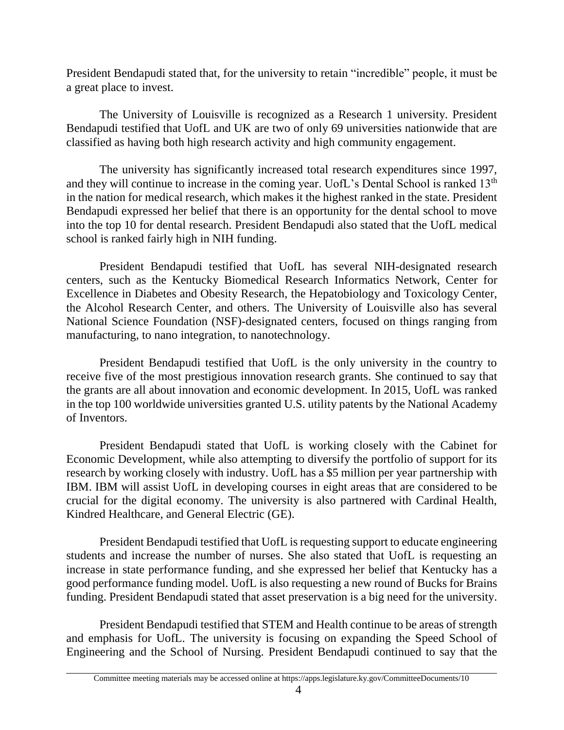President Bendapudi stated that, for the university to retain "incredible" people, it must be a great place to invest.

The University of Louisville is recognized as a Research 1 university. President Bendapudi testified that UofL and UK are two of only 69 universities nationwide that are classified as having both high research activity and high community engagement.

The university has significantly increased total research expenditures since 1997, and they will continue to increase in the coming year. UofL's Dental School is ranked 13th in the nation for medical research, which makes it the highest ranked in the state. President Bendapudi expressed her belief that there is an opportunity for the dental school to move into the top 10 for dental research. President Bendapudi also stated that the UofL medical school is ranked fairly high in NIH funding.

President Bendapudi testified that UofL has several NIH-designated research centers, such as the Kentucky Biomedical Research Informatics Network, Center for Excellence in Diabetes and Obesity Research, the Hepatobiology and Toxicology Center, the Alcohol Research Center, and others. The University of Louisville also has several National Science Foundation (NSF)-designated centers, focused on things ranging from manufacturing, to nano integration, to nanotechnology.

President Bendapudi testified that UofL is the only university in the country to receive five of the most prestigious innovation research grants. She continued to say that the grants are all about innovation and economic development. In 2015, UofL was ranked in the top 100 worldwide universities granted U.S. utility patents by the National Academy of Inventors.

President Bendapudi stated that UofL is working closely with the Cabinet for Economic Development, while also attempting to diversify the portfolio of support for its research by working closely with industry. UofL has a $5 million per year partnership with IBM. IBM will assist UofL in developing courses in eight areas that are considered to be crucial for the digital economy. The university is also partnered with Cardinal Health, Kindred Healthcare, and General Electric (GE).

President Bendapudi testified that UofL is requesting support to educate engineering students and increase the number of nurses. She also stated that UofL is requesting an increase in state performance funding, and she expressed her belief that Kentucky has a good performance funding model. UofL is also requesting a new round of Bucks for Brains funding. President Bendapudi stated that asset preservation is a big need for the university.

President Bendapudi testified that STEM and Health continue to be areas of strength and emphasis for UofL. The university is focusing on expanding the Speed School of Engineering and the School of Nursing. President Bendapudi continued to say that the

Committee meeting materials may be accessed online at https://apps.legislature.ky.gov/CommitteeDocuments/10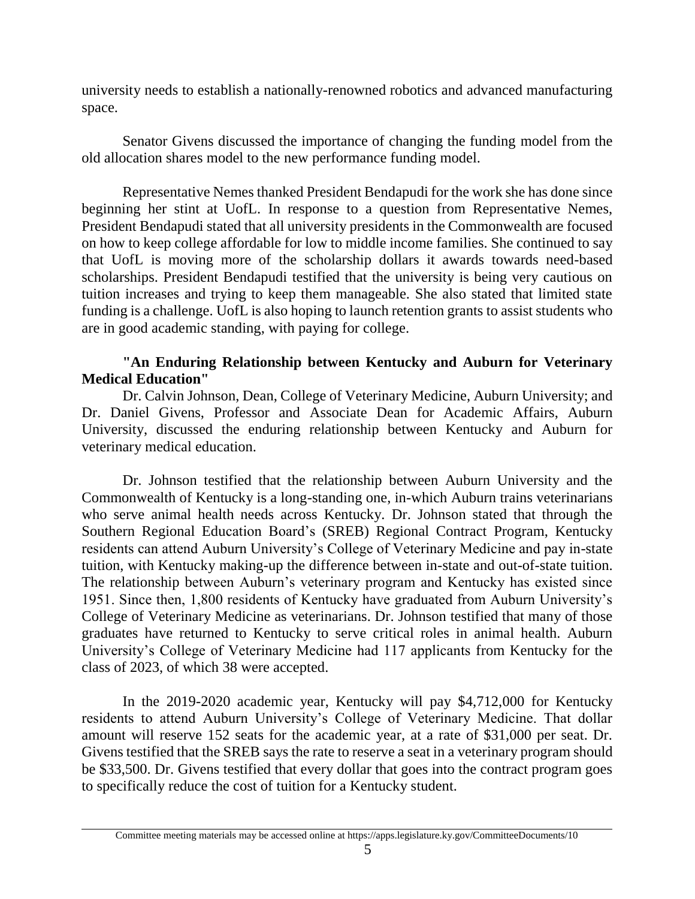university needs to establish a nationally-renowned robotics and advanced manufacturing space.

Senator Givens discussed the importance of changing the funding model from the old allocation shares model to the new performance funding model.

Representative Nemes thanked President Bendapudi for the work she has done since beginning her stint at UofL. In response to a question from Representative Nemes, President Bendapudi stated that all university presidents in the Commonwealth are focused on how to keep college affordable for low to middle income families. She continued to say that UofL is moving more of the scholarship dollars it awards towards need-based scholarships. President Bendapudi testified that the university is being very cautious on tuition increases and trying to keep them manageable. She also stated that limited state funding is a challenge. UofL is also hoping to launch retention grants to assist students who are in good academic standing, with paying for college.

**"An Enduring Relationship between Kentucky and Auburn for Veterinary Medical Education"**

Dr. Calvin Johnson, Dean, College of Veterinary Medicine, Auburn University; and Dr. Daniel Givens, Professor and Associate Dean for Academic Affairs, Auburn University, discussed the enduring relationship between Kentucky and Auburn for veterinary medical education.

Dr. Johnson testified that the relationship between Auburn University and the Commonwealth of Kentucky is a long-standing one, in-which Auburn trains veterinarians who serve animal health needs across Kentucky. Dr. Johnson stated that through the Southern Regional Education Board's (SREB) Regional Contract Program, Kentucky residents can attend Auburn University's College of Veterinary Medicine and pay in-state tuition, with Kentucky making-up the difference between in-state and out-of-state tuition. The relationship between Auburn's veterinary program and Kentucky has existed since 1951. Since then, 1,800 residents of Kentucky have graduated from Auburn University's College of Veterinary Medicine as veterinarians. Dr. Johnson testified that many of those graduates have returned to Kentucky to serve critical roles in animal health. Auburn University's College of Veterinary Medicine had 117 applicants from Kentucky for the class of 2023, of which 38 were accepted.

In the 2019-2020 academic year, Kentucky will pay $4,712,000 for Kentucky residents to attend Auburn University's College of Veterinary Medicine. That dollar amount will reserve 152 seats for the academic year, at a rate of $31,000 per seat. Dr. Givens testified that the SREB says the rate to reserve a seat in a veterinary program should be $33,500. Dr. Givens testified that every dollar that goes into the contract program goes to specifically reduce the cost of tuition for a Kentucky student.

Committee meeting materials may be accessed online at https://apps.legislature.ky.gov/CommitteeDocuments/10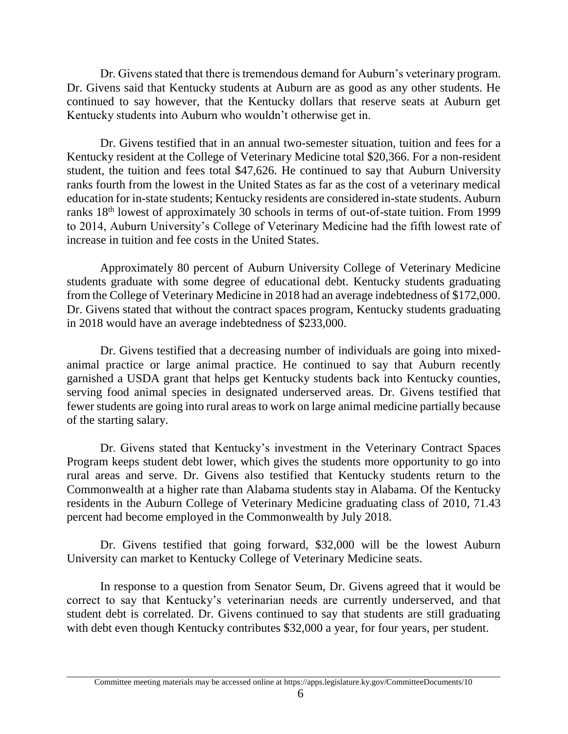Dr. Givens stated that there is tremendous demand for Auburn's veterinary program. Dr. Givens said that Kentucky students at Auburn are as good as any other students. He continued to say however, that the Kentucky dollars that reserve seats at Auburn get Kentucky students into Auburn who wouldn't otherwise get in.

Dr. Givens testified that in an annual two-semester situation, tuition and fees for a Kentucky resident at the College of Veterinary Medicine total $20,366. For a non-resident student, the tuition and fees total $47,626. He continued to say that Auburn University ranks fourth from the lowest in the United States as far as the cost of a veterinary medical education for in-state students; Kentucky residents are considered in-state students. Auburn ranks 18th lowest of approximately 30 schools in terms of out-of-state tuition. From 1999 to 2014, Auburn University's College of Veterinary Medicine had the fifth lowest rate of increase in tuition and fee costs in the United States.

Approximately 80 percent of Auburn University College of Veterinary Medicine students graduate with some degree of educational debt. Kentucky students graduating from the College of Veterinary Medicine in 2018 had an average indebtedness of $172,000. Dr. Givens stated that without the contract spaces program, Kentucky students graduating in 2018 would have an average indebtedness of $233,000.

Dr. Givens testified that a decreasing number of individuals are going into mixed-animal practice or large animal practice. He continued to say that Auburn recently garnished a USDA grant that helps get Kentucky students back into Kentucky counties, serving food animal species in designated underserved areas. Dr. Givens testified that fewer students are going into rural areas to work on large animal medicine partially because of the starting salary.

Dr. Givens stated that Kentucky's investment in the Veterinary Contract Spaces Program keeps student debt lower, which gives the students more opportunity to go into rural areas and serve. Dr. Givens also testified that Kentucky students return to the Commonwealth at a higher rate than Alabama students stay in Alabama. Of the Kentucky residents in the Auburn College of Veterinary Medicine graduating class of 2010, 71.43 percent had become employed in the Commonwealth by July 2018.

Dr. Givens testified that going forward, $32,000 will be the lowest Auburn University can market to Kentucky College of Veterinary Medicine seats.

In response to a question from Senator Seum, Dr. Givens agreed that it would be correct to say that Kentucky's veterinarian needs are currently underserved, and that student debt is correlated. Dr. Givens continued to say that students are still graduating with debt even though Kentucky contributes $32,000 a year, for four years, per student.

Committee meeting materials may be accessed online at https://apps.legislature.ky.gov/CommitteeDocuments/10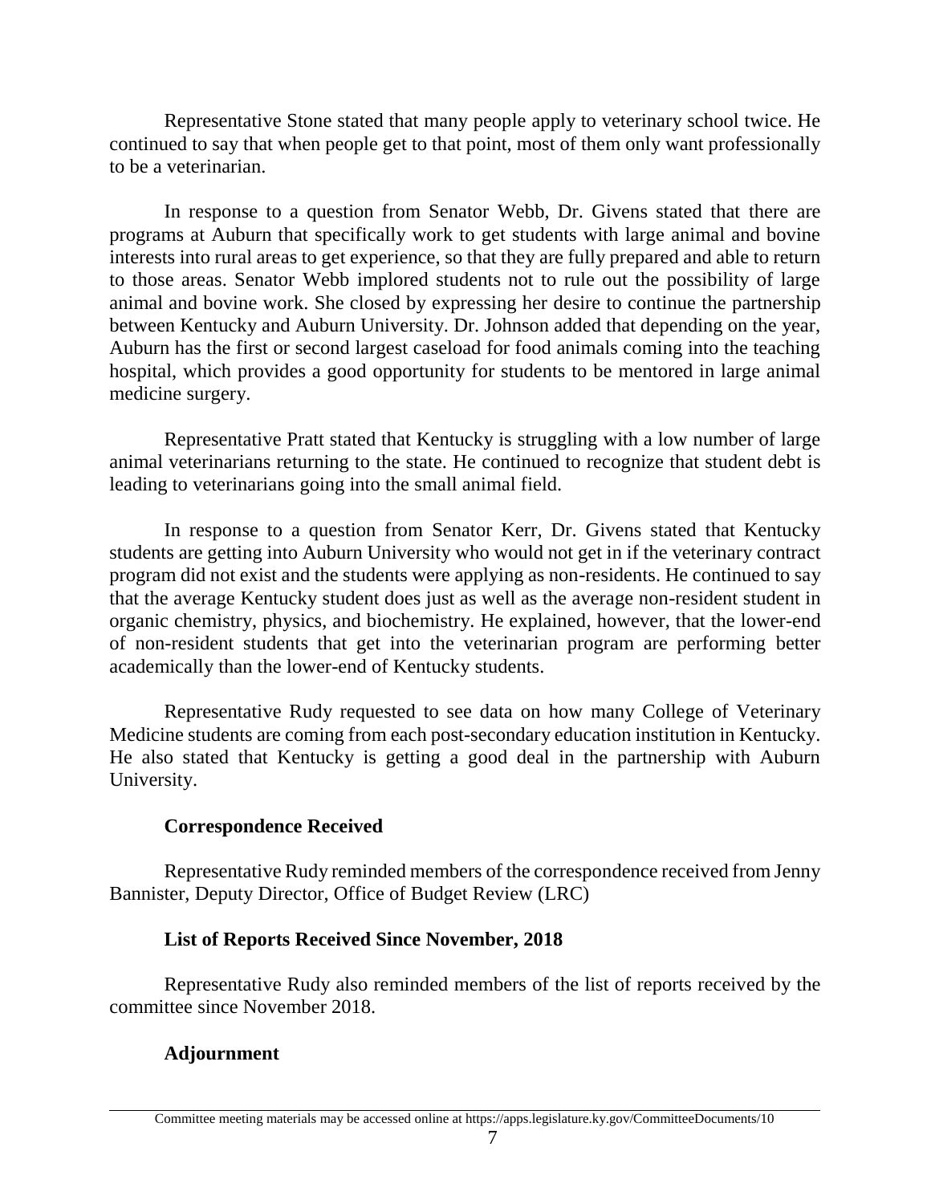Representative Stone stated that many people apply to veterinary school twice. He continued to say that when people get to that point, most of them only want professionally to be a veterinarian.

In response to a question from Senator Webb, Dr. Givens stated that there are programs at Auburn that specifically work to get students with large animal and bovine interests into rural areas to get experience, so that they are fully prepared and able to return to those areas. Senator Webb implored students not to rule out the possibility of large animal and bovine work. She closed by expressing her desire to continue the partnership between Kentucky and Auburn University. Dr. Johnson added that depending on the year, Auburn has the first or second largest caseload for food animals coming into the teaching hospital, which provides a good opportunity for students to be mentored in large animal medicine surgery.

Representative Pratt stated that Kentucky is struggling with a low number of large animal veterinarians returning to the state. He continued to recognize that student debt is leading to veterinarians going into the small animal field.

In response to a question from Senator Kerr, Dr. Givens stated that Kentucky students are getting into Auburn University who would not get in if the veterinary contract program did not exist and the students were applying as non-residents. He continued to say that the average Kentucky student does just as well as the average non-resident student in organic chemistry, physics, and biochemistry. He explained, however, that the lower-end of non-resident students that get into the veterinarian program are performing better academically than the lower-end of Kentucky students.

Representative Rudy requested to see data on how many College of Veterinary Medicine students are coming from each post-secondary education institution in Kentucky. He also stated that Kentucky is getting a good deal in the partnership with Auburn University.

**Correspondence Received**

Representative Rudy reminded members of the correspondence received from Jenny Bannister, Deputy Director, Office of Budget Review (LRC)

**List of Reports Received Since November, 2018**

Representative Rudy also reminded members of the list of reports received by the committee since November 2018.

**Adjournment**

Committee meeting materials may be accessed online at https://apps.legislature.ky.gov/CommitteeDocuments/10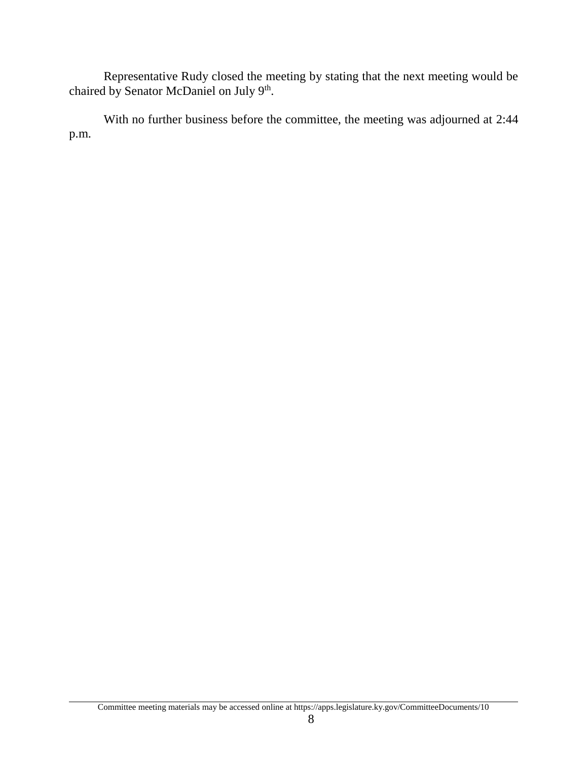Representative Rudy closed the meeting by stating that the next meeting would be chaired by Senator McDaniel on July 9th.

With no further business before the committee, the meeting was adjourned at 2:44 p.m.

Committee meeting materials may be accessed online at https://apps.legislature.ky.gov/CommitteeDocuments/10